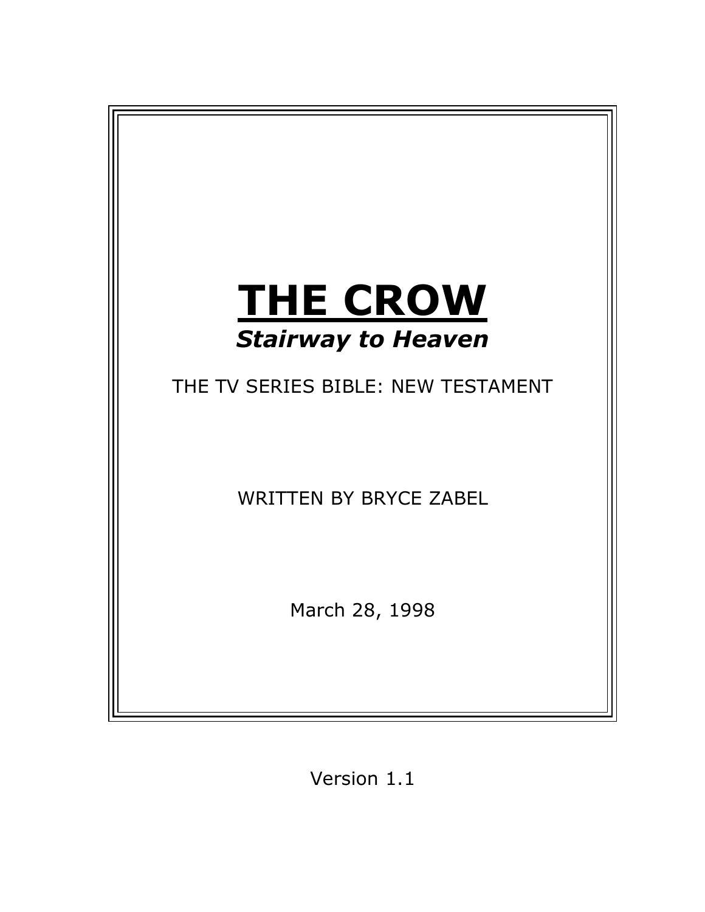# **THE CROW**

***Stairway to Heaven***

THE TV SERIES BIBLE: NEW TESTAMENT

WRITTEN BY BRYCE ZABEL

March 28, 1998

Version 1.1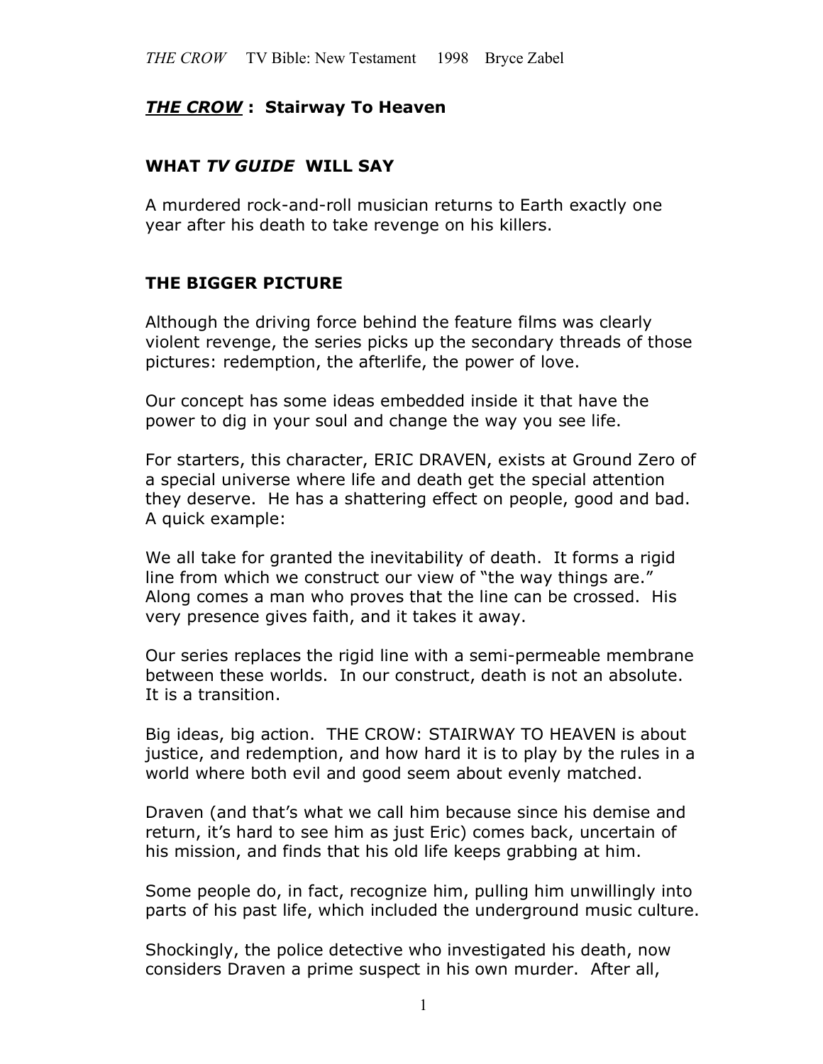## ***THE CROW*** **: Stairway To Heaven**

### **WHAT *TV GUIDE* WILL SAY**

A murdered rock-and-roll musician returns to Earth exactly one year after his death to take revenge on his killers.

### **THE BIGGER PICTURE**

Although the driving force behind the feature films was clearly violent revenge, the series picks up the secondary threads of those pictures: redemption, the afterlife, the power of love.

Our concept has some ideas embedded inside it that have the power to dig in your soul and change the way you see life.

For starters, this character, ERIC DRAVEN, exists at Ground Zero of a special universe where life and death get the special attention they deserve. He has a shattering effect on people, good and bad. A quick example:

We all take for granted the inevitability of death. It forms a rigid line from which we construct our view of "the way things are." Along comes a man who proves that the line can be crossed. His very presence gives faith, and it takes it away.

Our series replaces the rigid line with a semi-permeable membrane between these worlds. In our construct, death is not an absolute. It is a transition.

Big ideas, big action. THE CROW: STAIRWAY TO HEAVEN is about justice, and redemption, and how hard it is to play by the rules in a world where both evil and good seem about evenly matched.

Draven (and that's what we call him because since his demise and return, it's hard to see him as just Eric) comes back, uncertain of his mission, and finds that his old life keeps grabbing at him.

Some people do, in fact, recognize him, pulling him unwillingly into parts of his past life, which included the underground music culture.

Shockingly, the police detective who investigated his death, now considers Draven a prime suspect in his own murder. After all,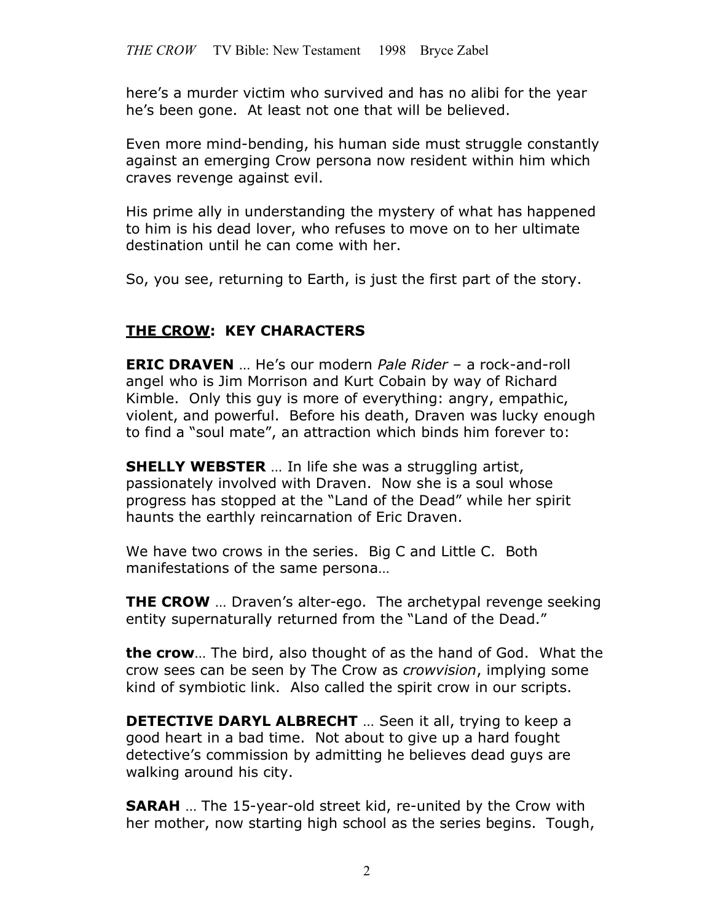here's a murder victim who survived and has no alibi for the year he's been gone. At least not one that will be believed.

Even more mind-bending, his human side must struggle constantly against an emerging Crow persona now resident within him which craves revenge against evil.

His prime ally in understanding the mystery of what has happened to him is his dead lover, who refuses to move on to her ultimate destination until he can come with her.

So, you see, returning to Earth, is just the first part of the story.

## <u>THE CROW</u>: KEY CHARACTERS

**ERIC DRAVEN** … He's our modern *Pale Rider* – a rock-and-roll angel who is Jim Morrison and Kurt Cobain by way of Richard Kimble. Only this guy is more of everything: angry, empathic, violent, and powerful. Before his death, Draven was lucky enough to find a "soul mate", an attraction which binds him forever to:

**SHELLY WEBSTER** … In life she was a struggling artist, passionately involved with Draven. Now she is a soul whose progress has stopped at the "Land of the Dead" while her spirit haunts the earthly reincarnation of Eric Draven.

We have two crows in the series. Big C and Little C. Both manifestations of the same persona…

**THE CROW** … Draven's alter-ego. The archetypal revenge seeking entity supernaturally returned from the "Land of the Dead."

**the crow**… The bird, also thought of as the hand of God. What the crow sees can be seen by The Crow as *crowvision*, implying some kind of symbiotic link. Also called the spirit crow in our scripts.

**DETECTIVE DARYL ALBRECHT** … Seen it all, trying to keep a good heart in a bad time. Not about to give up a hard fought detective's commission by admitting he believes dead guys are walking around his city.

**SARAH** … The 15-year-old street kid, re-united by the Crow with her mother, now starting high school as the series begins. Tough,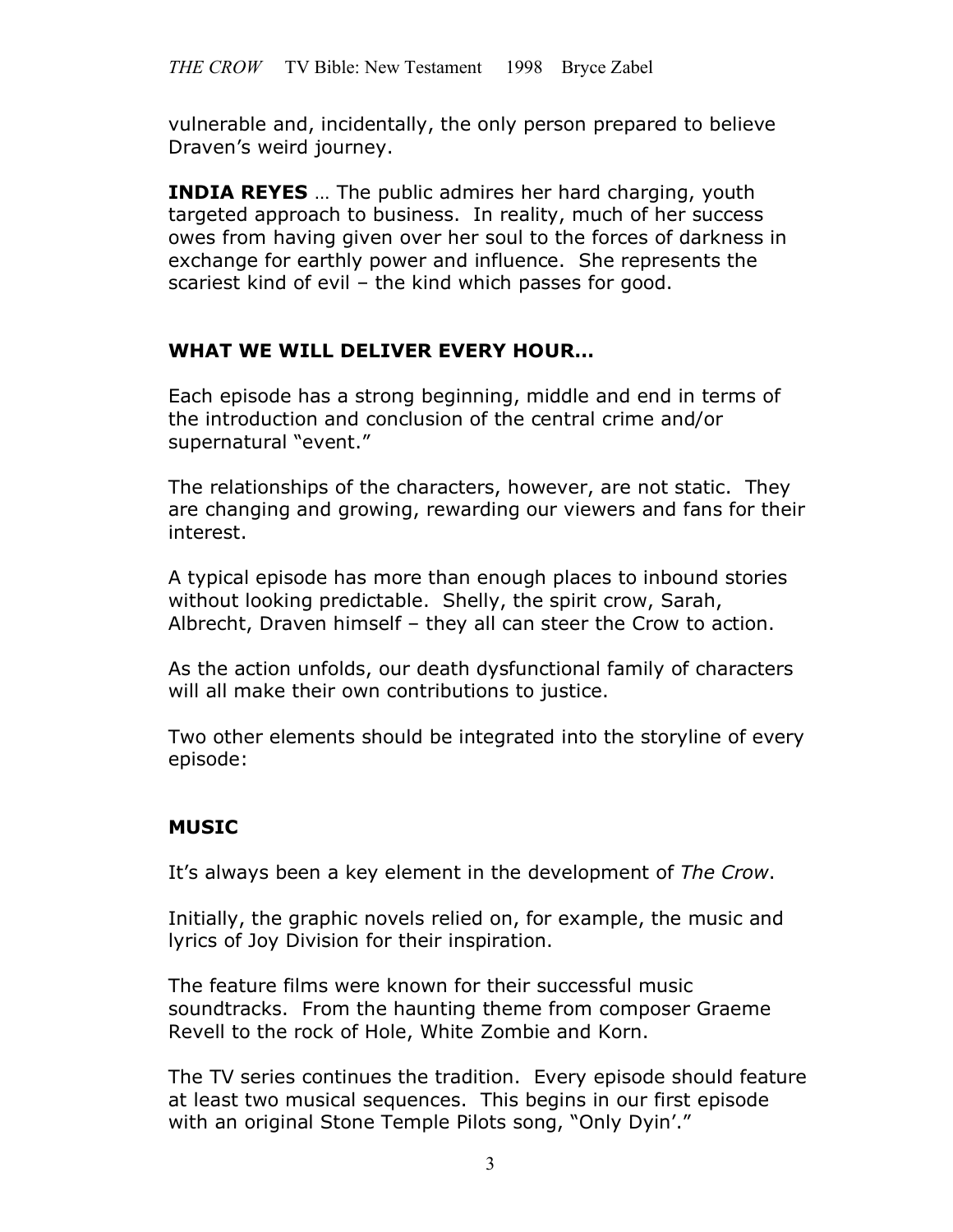vulnerable and, incidentally, the only person prepared to believe Draven's weird journey.

**INDIA REYES** … The public admires her hard charging, youth targeted approach to business. In reality, much of her success owes from having given over her soul to the forces of darkness in exchange for earthly power and influence. She represents the scariest kind of evil – the kind which passes for good.

## WHAT WE WILL DELIVER EVERY HOUR…

Each episode has a strong beginning, middle and end in terms of the introduction and conclusion of the central crime and/or supernatural "event."

The relationships of the characters, however, are not static. They are changing and growing, rewarding our viewers and fans for their interest.

A typical episode has more than enough places to inbound stories without looking predictable. Shelly, the spirit crow, Sarah, Albrecht, Draven himself – they all can steer the Crow to action.

As the action unfolds, our death dysfunctional family of characters will all make their own contributions to justice.

Two other elements should be integrated into the storyline of every episode:

## MUSIC

It's always been a key element in the development of *The Crow*.

Initially, the graphic novels relied on, for example, the music and lyrics of Joy Division for their inspiration.

The feature films were known for their successful music soundtracks. From the haunting theme from composer Graeme Revell to the rock of Hole, White Zombie and Korn.

The TV series continues the tradition. Every episode should feature at least two musical sequences. This begins in our first episode with an original Stone Temple Pilots song, "Only Dyin'."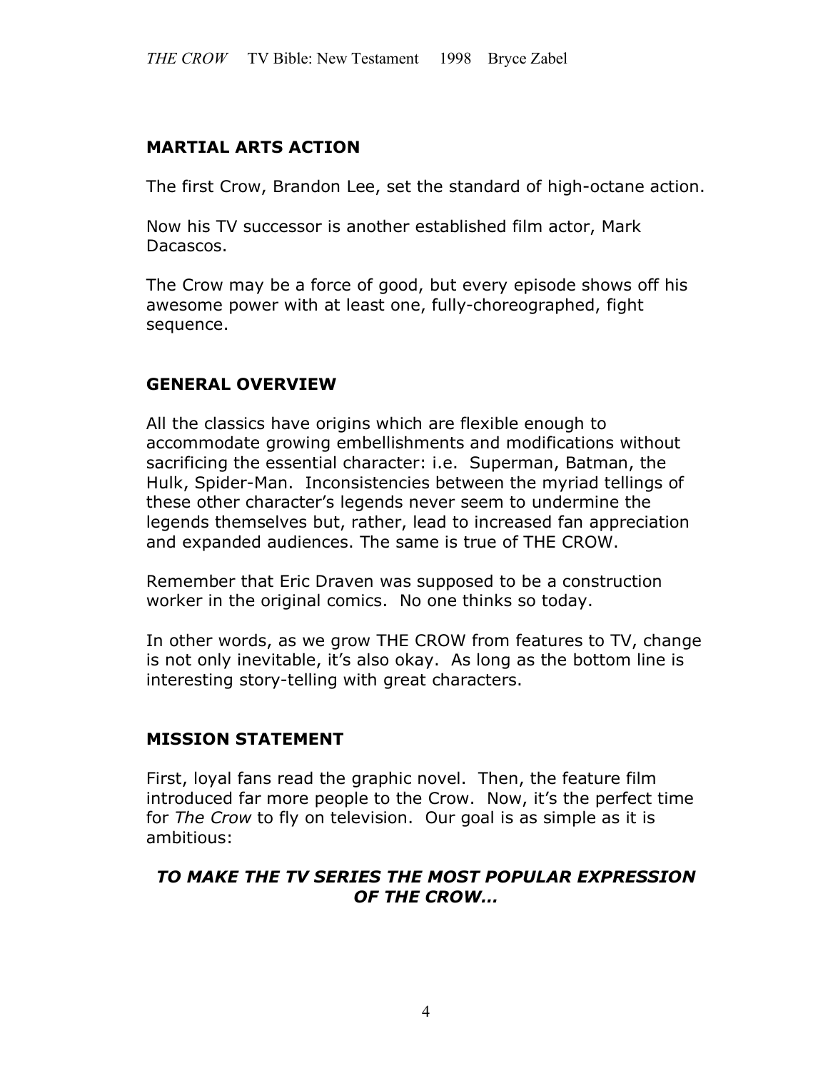## MARTIAL ARTS ACTION

The first Crow, Brandon Lee, set the standard of high-octane action.

Now his TV successor is another established film actor, Mark Dacascos.

The Crow may be a force of good, but every episode shows off his awesome power with at least one, fully-choreographed, fight sequence.

## GENERAL OVERVIEW

All the classics have origins which are flexible enough to accommodate growing embellishments and modifications without sacrificing the essential character: i.e. Superman, Batman, the Hulk, Spider-Man. Inconsistencies between the myriad tellings of these other character's legends never seem to undermine the legends themselves but, rather, lead to increased fan appreciation and expanded audiences. The same is true of THE CROW.

Remember that Eric Draven was supposed to be a construction worker in the original comics. No one thinks so today.

In other words, as we grow THE CROW from features to TV, change is not only inevitable, it's also okay. As long as the bottom line is interesting story-telling with great characters.

## MISSION STATEMENT

First, loyal fans read the graphic novel. Then, the feature film introduced far more people to the Crow. Now, it's the perfect time for *The Crow* to fly on television. Our goal is as simple as it is ambitious:

***TO MAKE THE TV SERIES THE MOST POPULAR EXPRESSION OF THE CROW…***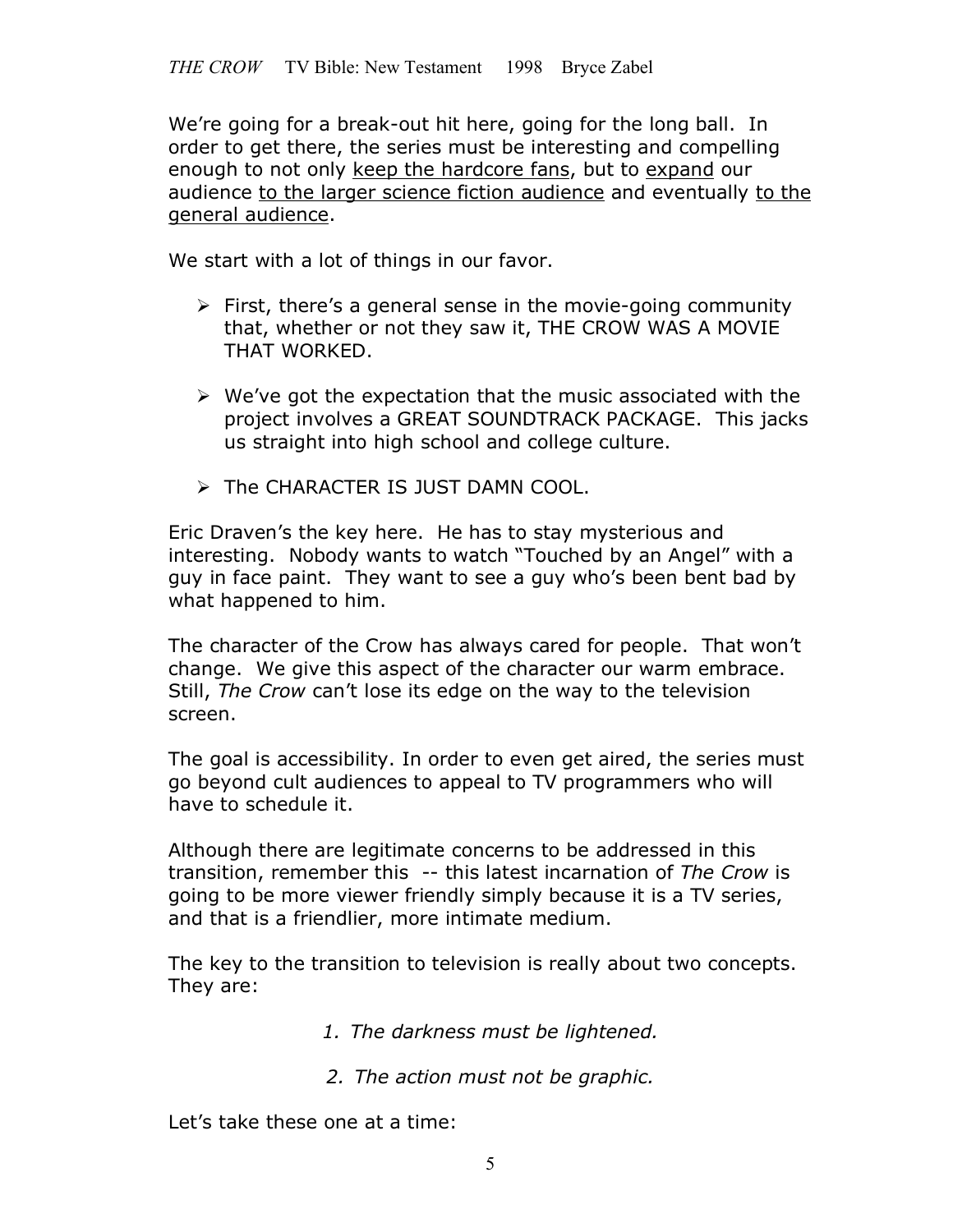We're going for a break-out hit here, going for the long ball. In order to get there, the series must be interesting and compelling enough to not only <u>keep the hardcore fans</u>, but to <u>expand</u> our audience <u>to the larger science fiction audience</u> and eventually <u>to the general audience</u>.

We start with a lot of things in our favor.

- First, there's a general sense in the movie-going community that, whether or not they saw it, THE CROW WAS A MOVIE THAT WORKED.
- We've got the expectation that the music associated with the project involves a GREAT SOUNDTRACK PACKAGE. This jacks us straight into high school and college culture.
- The CHARACTER IS JUST DAMN COOL.

Eric Draven's the key here. He has to stay mysterious and interesting. Nobody wants to watch "Touched by an Angel" with a guy in face paint. They want to see a guy who's been bent bad by what happened to him.

The character of the Crow has always cared for people. That won't change. We give this aspect of the character our warm embrace. Still, *The Crow* can't lose its edge on the way to the television screen.

The goal is accessibility. In order to even get aired, the series must go beyond cult audiences to appeal to TV programmers who will have to schedule it.

Although there are legitimate concerns to be addressed in this transition, remember this -- this latest incarnation of *The Crow* is going to be more viewer friendly simply because it is a TV series, and that is a friendlier, more intimate medium.

The key to the transition to television is really about two concepts. They are:

1. *The darkness must be lightened.*
2. *The action must not be graphic.*

Let's take these one at a time: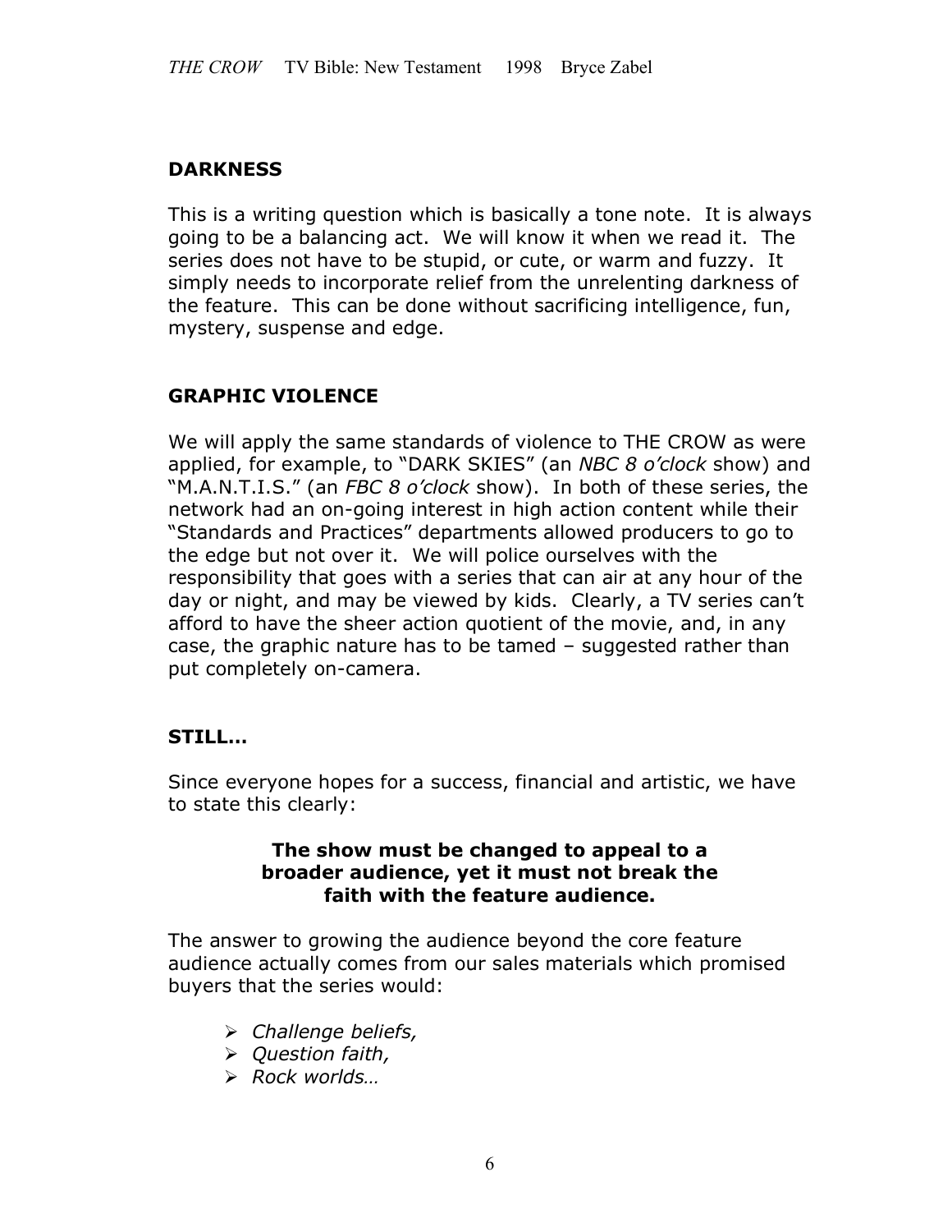## DARKNESS

This is a writing question which is basically a tone note. It is always going to be a balancing act. We will know it when we read it. The series does not have to be stupid, or cute, or warm and fuzzy. It simply needs to incorporate relief from the unrelenting darkness of the feature. This can be done without sacrificing intelligence, fun, mystery, suspense and edge.

## GRAPHIC VIOLENCE

We will apply the same standards of violence to THE CROW as were applied, for example, to "DARK SKIES" (an *NBC 8 o'clock* show) and "M.A.N.T.I.S." (an *FBC 8 o'clock* show). In both of these series, the network had an on-going interest in high action content while their "Standards and Practices" departments allowed producers to go to the edge but not over it. We will police ourselves with the responsibility that goes with a series that can air at any hour of the day or night, and may be viewed by kids. Clearly, a TV series can't afford to have the sheer action quotient of the movie, and, in any case, the graphic nature has to be tamed – suggested rather than put completely on-camera.

## STILL…

Since everyone hopes for a success, financial and artistic, we have to state this clearly:

**The show must be changed to appeal to a broader audience, yet it must not break the faith with the feature audience.**

The answer to growing the audience beyond the core feature audience actually comes from our sales materials which promised buyers that the series would:

- *Challenge beliefs,*
- *Question faith,*
- *Rock worlds…*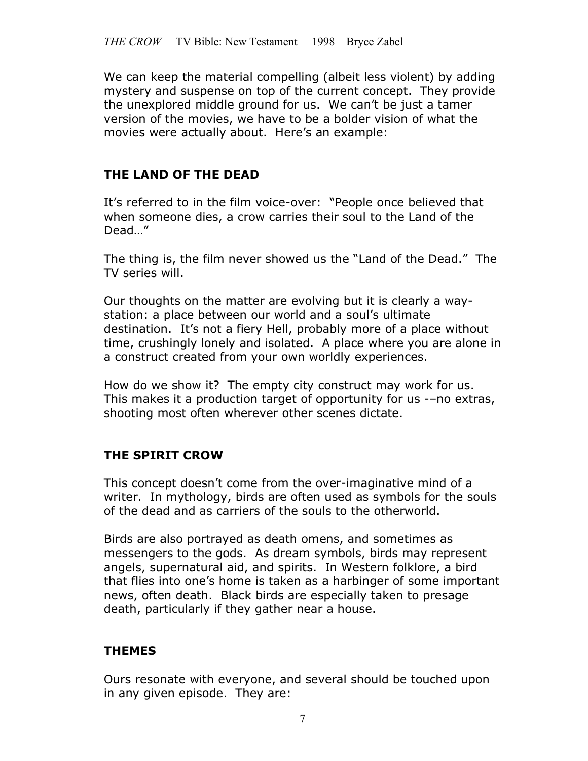We can keep the material compelling (albeit less violent) by adding mystery and suspense on top of the current concept. They provide the unexplored middle ground for us. We can't be just a tamer version of the movies, we have to be a bolder vision of what the movies were actually about. Here's an example:

## THE LAND OF THE DEAD

It's referred to in the film voice-over: "People once believed that when someone dies, a crow carries their soul to the Land of the Dead…"

The thing is, the film never showed us the "Land of the Dead." The TV series will.

Our thoughts on the matter are evolving but it is clearly a way-station: a place between our world and a soul's ultimate destination. It's not a fiery Hell, probably more of a place without time, crushingly lonely and isolated. A place where you are alone in a construct created from your own worldly experiences.

How do we show it? The empty city construct may work for us. This makes it a production target of opportunity for us -–no extras, shooting most often wherever other scenes dictate.

## THE SPIRIT CROW

This concept doesn't come from the over-imaginative mind of a writer. In mythology, birds are often used as symbols for the souls of the dead and as carriers of the souls to the otherworld.

Birds are also portrayed as death omens, and sometimes as messengers to the gods. As dream symbols, birds may represent angels, supernatural aid, and spirits. In Western folklore, a bird that flies into one's home is taken as a harbinger of some important news, often death. Black birds are especially taken to presage death, particularly if they gather near a house.

## THEMES

Ours resonate with everyone, and several should be touched upon in any given episode. They are: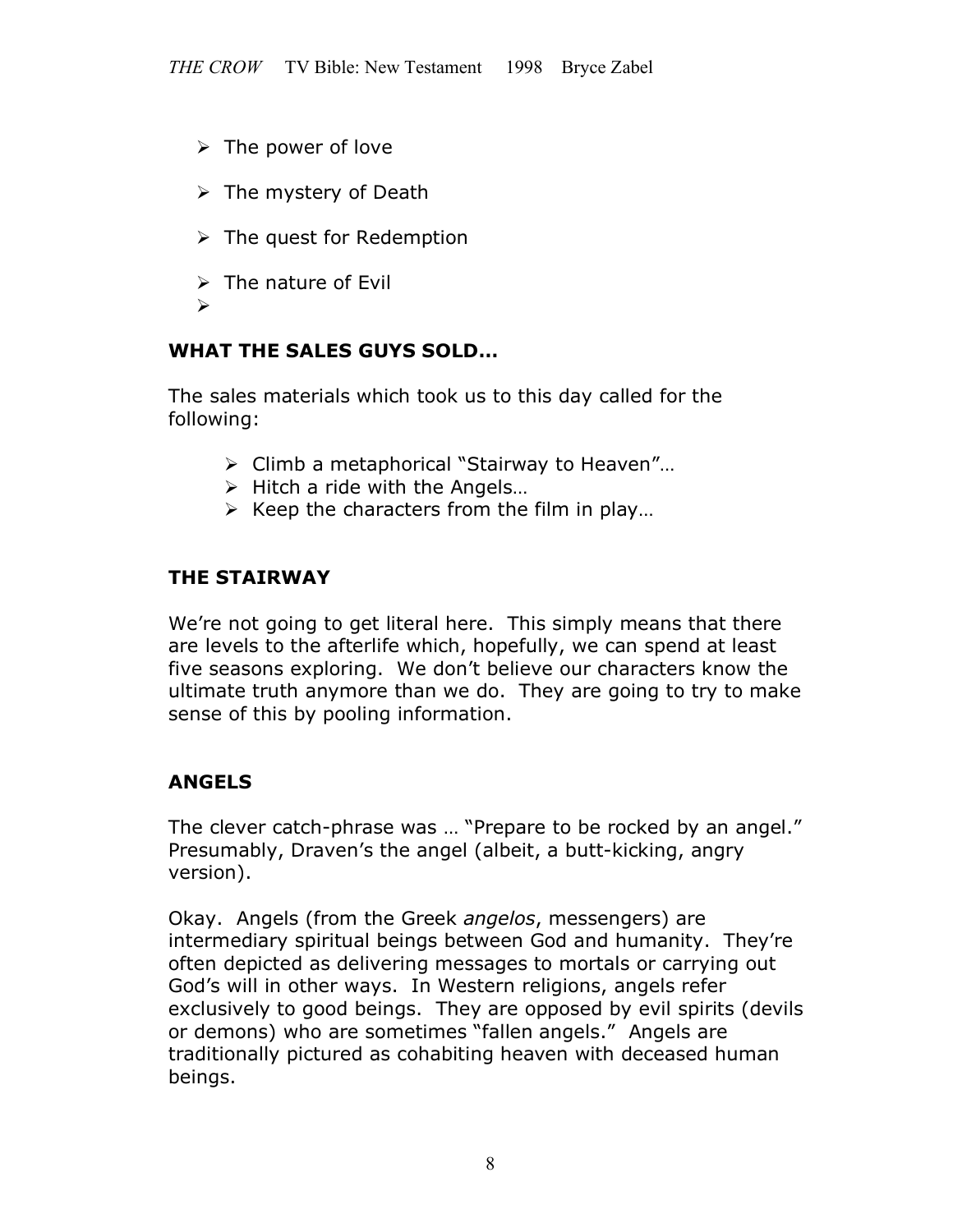- The power of love
- The mystery of Death
- The quest for Redemption
- The nature of Evil
-

**WHAT THE SALES GUYS SOLD…**

The sales materials which took us to this day called for the following:

- Climb a metaphorical "Stairway to Heaven"…
- Hitch a ride with the Angels…
- Keep the characters from the film in play…

**THE STAIRWAY**

We're not going to get literal here. This simply means that there are levels to the afterlife which, hopefully, we can spend at least five seasons exploring. We don't believe our characters know the ultimate truth anymore than we do. They are going to try to make sense of this by pooling information.

**ANGELS**

The clever catch-phrase was … "Prepare to be rocked by an angel." Presumably, Draven's the angel (albeit, a butt-kicking, angry version).

Okay. Angels (from the Greek *angelos*, messengers) are intermediary spiritual beings between God and humanity. They're often depicted as delivering messages to mortals or carrying out God's will in other ways. In Western religions, angels refer exclusively to good beings. They are opposed by evil spirits (devils or demons) who are sometimes "fallen angels." Angels are traditionally pictured as cohabiting heaven with deceased human beings.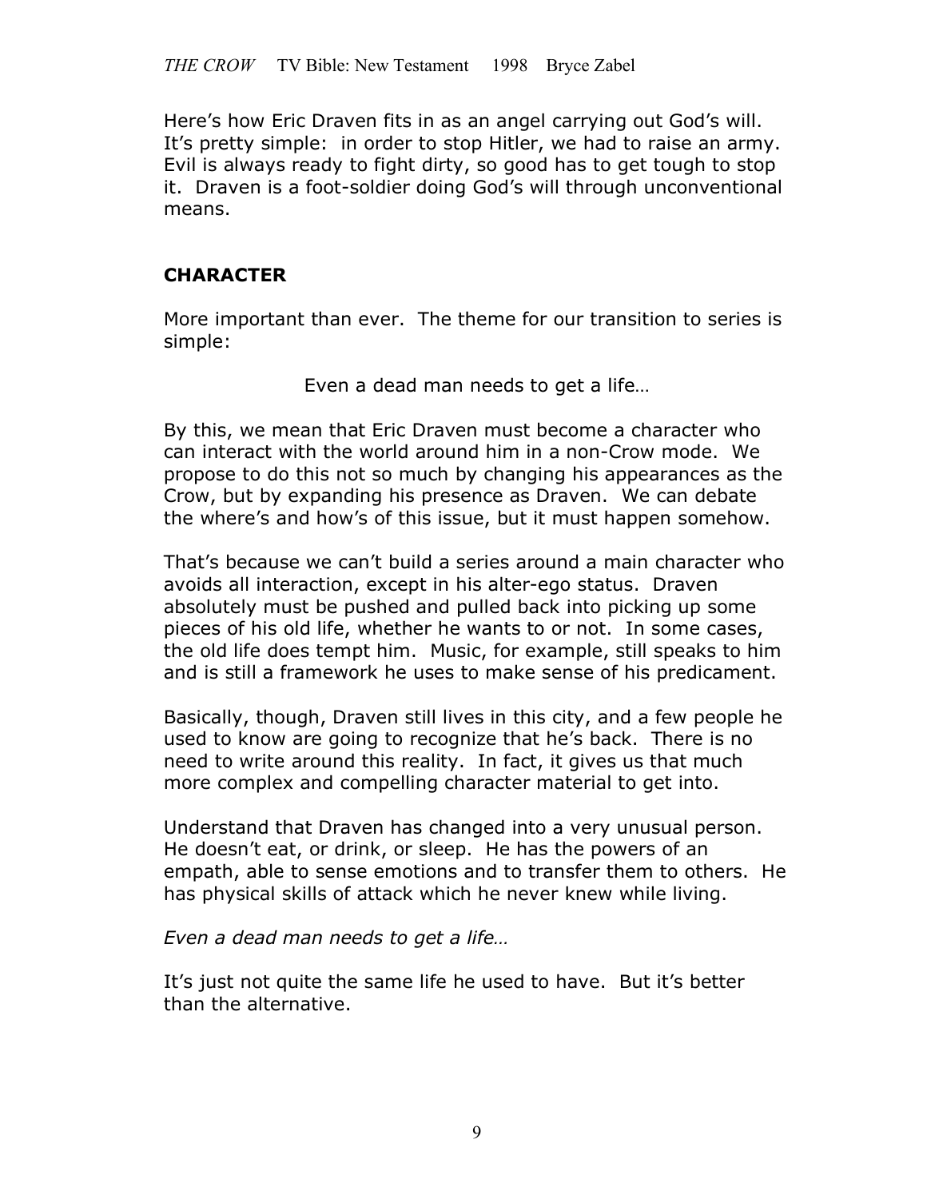Here's how Eric Draven fits in as an angel carrying out God's will. It's pretty simple: in order to stop Hitler, we had to raise an army. Evil is always ready to fight dirty, so good has to get tough to stop it. Draven is a foot-soldier doing God's will through unconventional means.

## CHARACTER

More important than ever. The theme for our transition to series is simple:

Even a dead man needs to get a life…

By this, we mean that Eric Draven must become a character who can interact with the world around him in a non-Crow mode. We propose to do this not so much by changing his appearances as the Crow, but by expanding his presence as Draven. We can debate the where's and how's of this issue, but it must happen somehow.

That's because we can't build a series around a main character who avoids all interaction, except in his alter-ego status. Draven absolutely must be pushed and pulled back into picking up some pieces of his old life, whether he wants to or not. In some cases, the old life does tempt him. Music, for example, still speaks to him and is still a framework he uses to make sense of his predicament.

Basically, though, Draven still lives in this city, and a few people he used to know are going to recognize that he's back. There is no need to write around this reality. In fact, it gives us that much more complex and compelling character material to get into.

Understand that Draven has changed into a very unusual person. He doesn't eat, or drink, or sleep. He has the powers of an empath, able to sense emotions and to transfer them to others. He has physical skills of attack which he never knew while living.

*Even a dead man needs to get a life…*

It's just not quite the same life he used to have. But it's better than the alternative.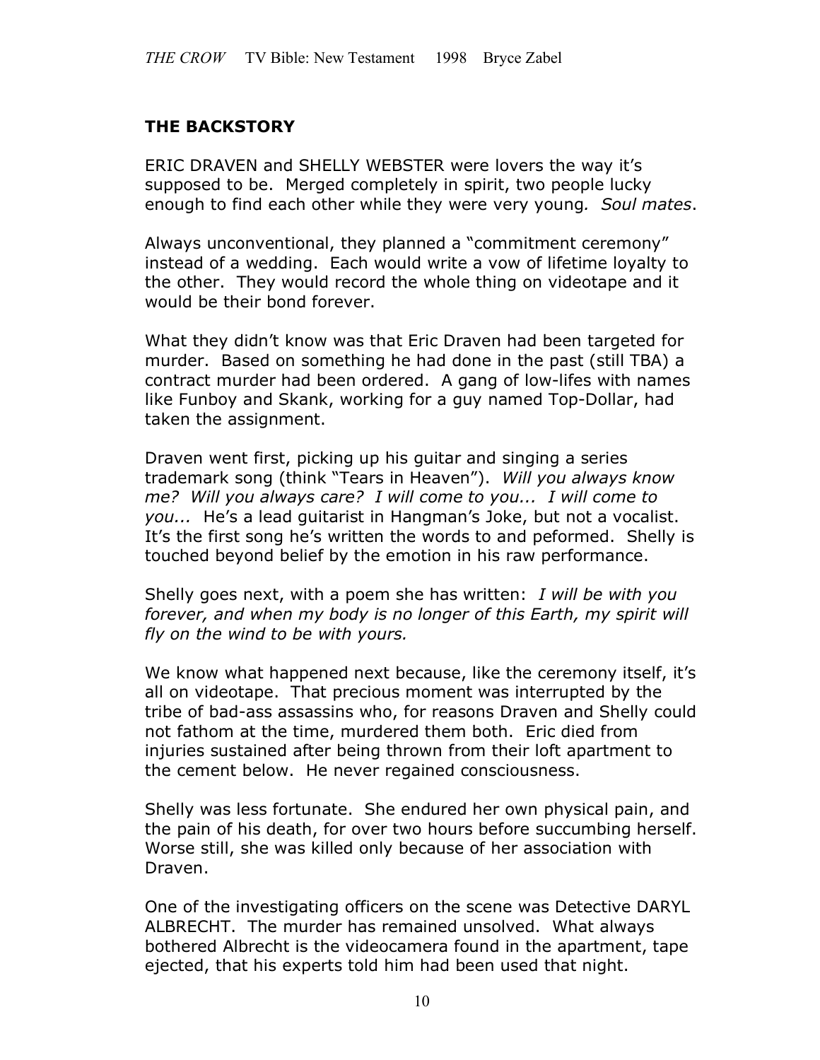## THE BACKSTORY

ERIC DRAVEN and SHELLY WEBSTER were lovers the way it's supposed to be. Merged completely in spirit, two people lucky enough to find each other while they were very young*. Soul mates*.

Always unconventional, they planned a "commitment ceremony" instead of a wedding. Each would write a vow of lifetime loyalty to the other. They would record the whole thing on videotape and it would be their bond forever.

What they didn't know was that Eric Draven had been targeted for murder. Based on something he had done in the past (still TBA) a contract murder had been ordered. A gang of low-lifes with names like Funboy and Skank, working for a guy named Top-Dollar, had taken the assignment.

Draven went first, picking up his guitar and singing a series trademark song (think "Tears in Heaven"). *Will you always know me? Will you always care? I will come to you... I will come to you...* He's a lead guitarist in Hangman's Joke, but not a vocalist. It's the first song he's written the words to and peformed. Shelly is touched beyond belief by the emotion in his raw performance.

Shelly goes next, with a poem she has written: *I will be with you forever, and when my body is no longer of this Earth, my spirit will fly on the wind to be with yours.*

We know what happened next because, like the ceremony itself, it's all on videotape. That precious moment was interrupted by the tribe of bad-ass assassins who, for reasons Draven and Shelly could not fathom at the time, murdered them both. Eric died from injuries sustained after being thrown from their loft apartment to the cement below. He never regained consciousness.

Shelly was less fortunate. She endured her own physical pain, and the pain of his death, for over two hours before succumbing herself. Worse still, she was killed only because of her association with Draven.

One of the investigating officers on the scene was Detective DARYL ALBRECHT. The murder has remained unsolved. What always bothered Albrecht is the videocamera found in the apartment, tape ejected, that his experts told him had been used that night.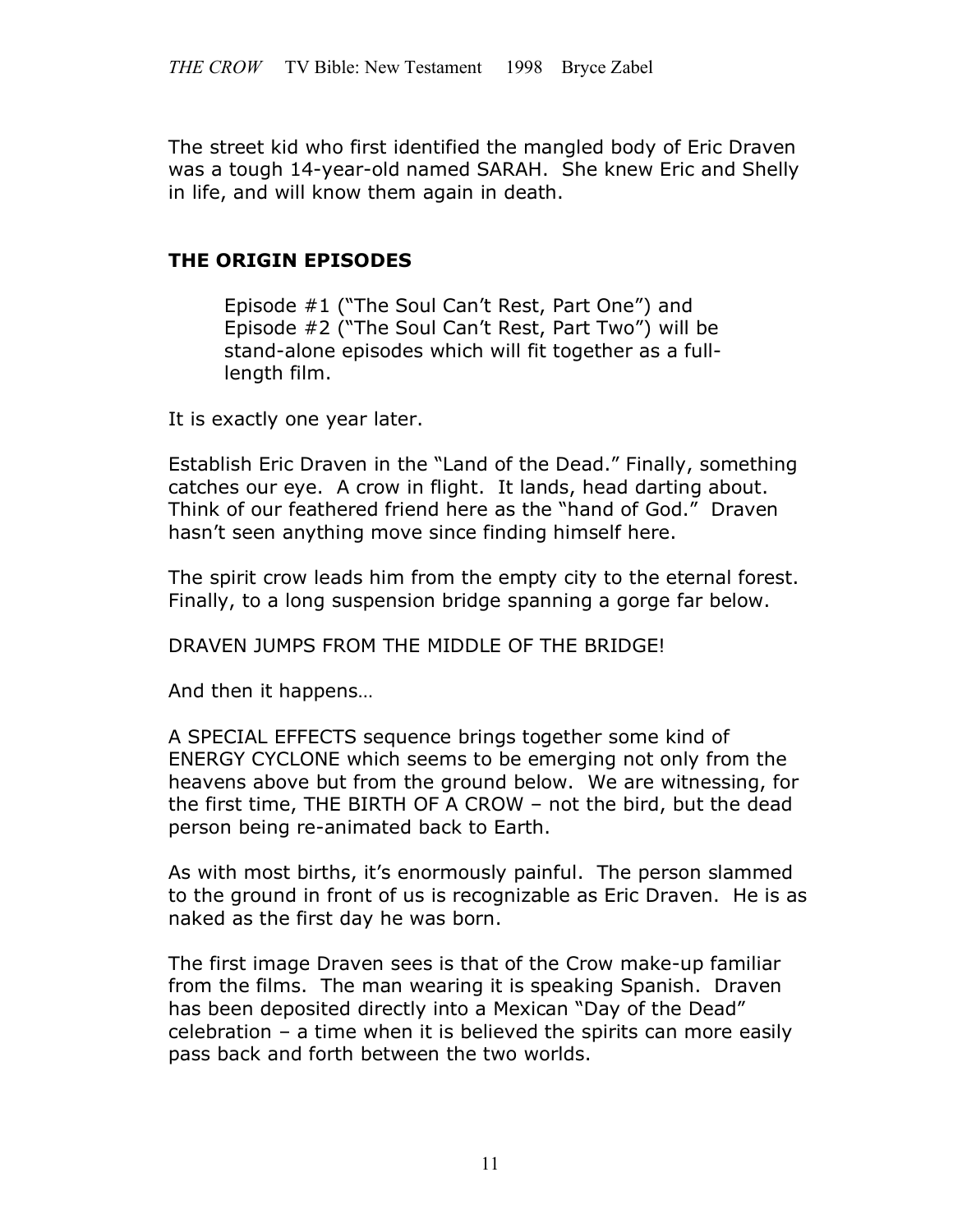The street kid who first identified the mangled body of Eric Draven was a tough 14-year-old named SARAH. She knew Eric and Shelly in life, and will know them again in death.

## THE ORIGIN EPISODES

> Episode #1 ("The Soul Can't Rest, Part One") and Episode #2 ("The Soul Can't Rest, Part Two") will be stand-alone episodes which will fit together as a full-length film.

It is exactly one year later.

Establish Eric Draven in the "Land of the Dead." Finally, something catches our eye. A crow in flight. It lands, head darting about. Think of our feathered friend here as the "hand of God." Draven hasn't seen anything move since finding himself here.

The spirit crow leads him from the empty city to the eternal forest. Finally, to a long suspension bridge spanning a gorge far below.

DRAVEN JUMPS FROM THE MIDDLE OF THE BRIDGE!

And then it happens…

A SPECIAL EFFECTS sequence brings together some kind of ENERGY CYCLONE which seems to be emerging not only from the heavens above but from the ground below. We are witnessing, for the first time, THE BIRTH OF A CROW – not the bird, but the dead person being re-animated back to Earth.

As with most births, it's enormously painful. The person slammed to the ground in front of us is recognizable as Eric Draven. He is as naked as the first day he was born.

The first image Draven sees is that of the Crow make-up familiar from the films. The man wearing it is speaking Spanish. Draven has been deposited directly into a Mexican "Day of the Dead" celebration – a time when it is believed the spirits can more easily pass back and forth between the two worlds.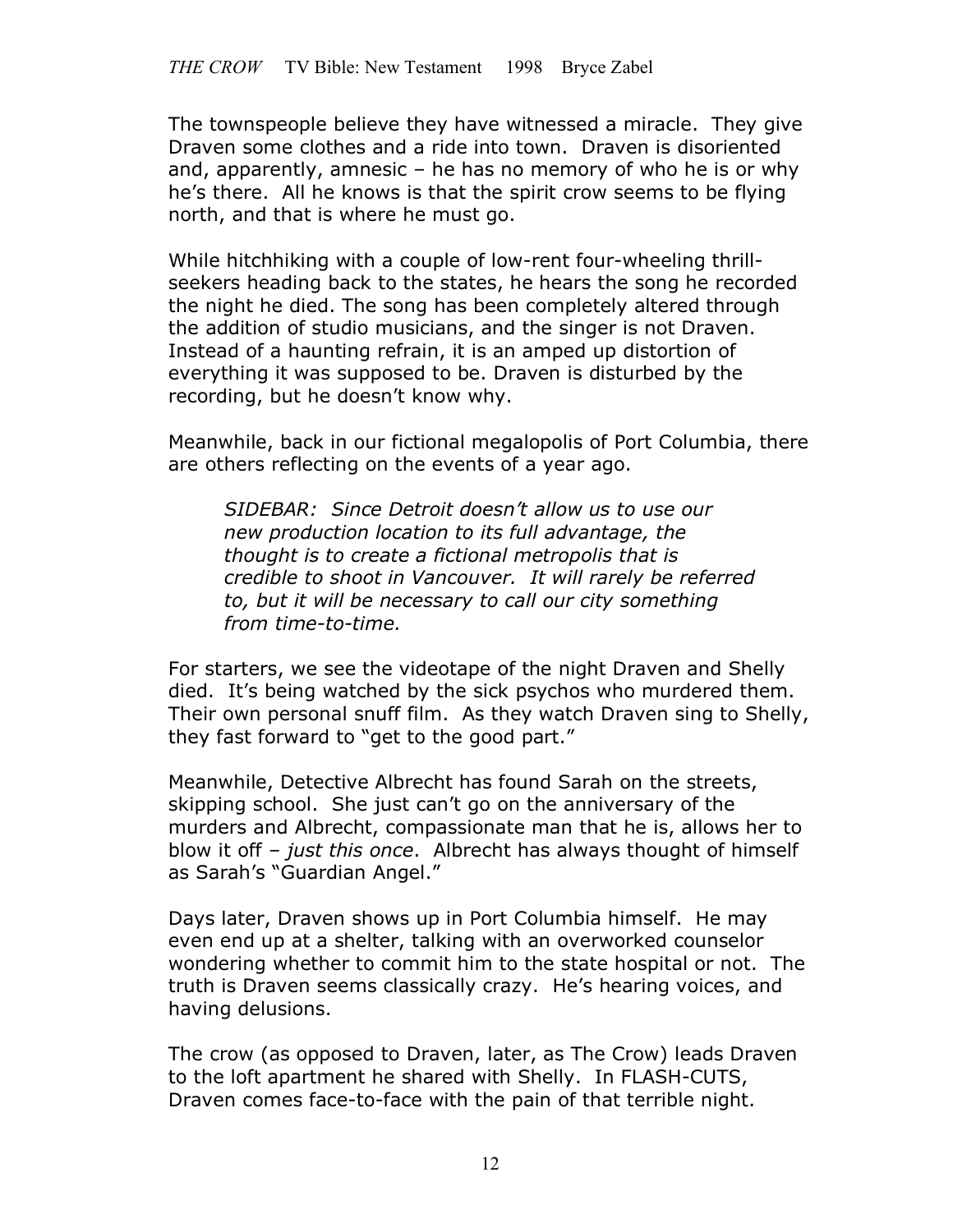The townspeople believe they have witnessed a miracle. They give Draven some clothes and a ride into town. Draven is disoriented and, apparently, amnesic – he has no memory of who he is or why he's there. All he knows is that the spirit crow seems to be flying north, and that is where he must go.

While hitchhiking with a couple of low-rent four-wheeling thrill-seekers heading back to the states, he hears the song he recorded the night he died. The song has been completely altered through the addition of studio musicians, and the singer is not Draven. Instead of a haunting refrain, it is an amped up distortion of everything it was supposed to be. Draven is disturbed by the recording, but he doesn't know why.

Meanwhile, back in our fictional megalopolis of Port Columbia, there are others reflecting on the events of a year ago.

> *SIDEBAR: Since Detroit doesn't allow us to use our new production location to its full advantage, the thought is to create a fictional metropolis that is credible to shoot in Vancouver. It will rarely be referred to, but it will be necessary to call our city something from time-to-time.*

For starters, we see the videotape of the night Draven and Shelly died. It's being watched by the sick psychos who murdered them. Their own personal snuff film. As they watch Draven sing to Shelly, they fast forward to "get to the good part."

Meanwhile, Detective Albrecht has found Sarah on the streets, skipping school. She just can't go on the anniversary of the murders and Albrecht, compassionate man that he is, allows her to blow it off – *just this once*. Albrecht has always thought of himself as Sarah's "Guardian Angel."

Days later, Draven shows up in Port Columbia himself. He may even end up at a shelter, talking with an overworked counselor wondering whether to commit him to the state hospital or not. The truth is Draven seems classically crazy. He's hearing voices, and having delusions.

The crow (as opposed to Draven, later, as The Crow) leads Draven to the loft apartment he shared with Shelly. In FLASH-CUTS, Draven comes face-to-face with the pain of that terrible night.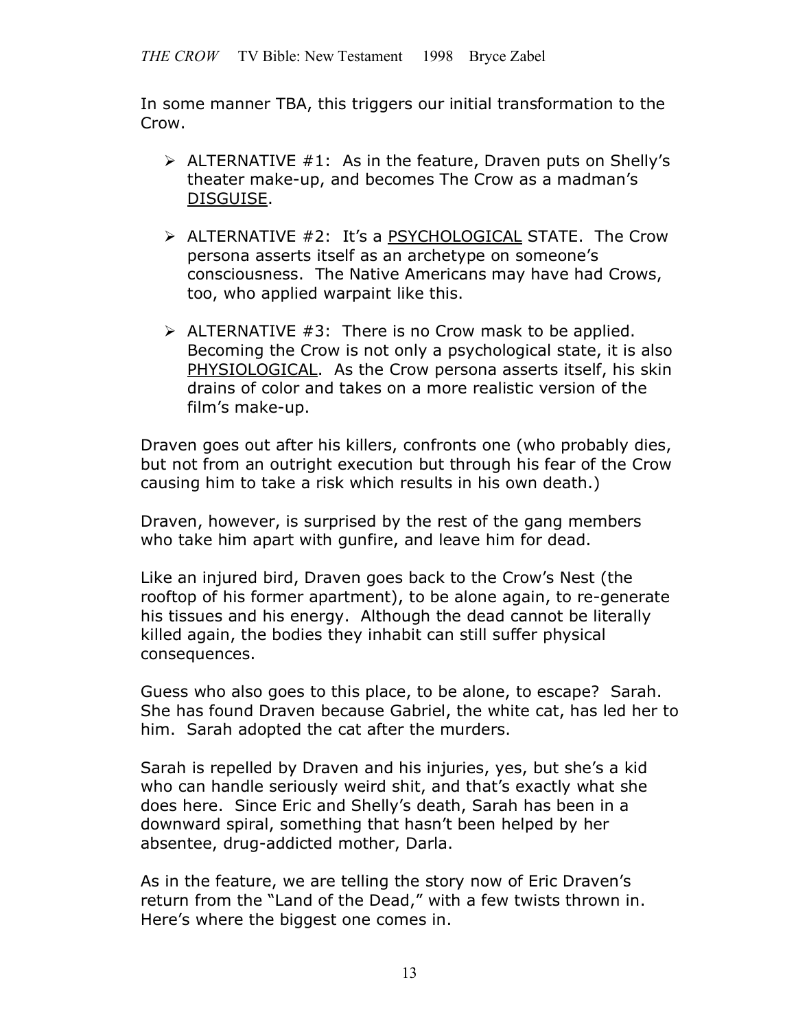In some manner TBA, this triggers our initial transformation to the Crow.

- ALTERNATIVE #1: As in the feature, Draven puts on Shelly's theater make-up, and becomes The Crow as a madman's <u>DISGUISE</u>.
- ALTERNATIVE #2: It's a <u>PSYCHOLOGICAL</u> STATE. The Crow persona asserts itself as an archetype on someone's consciousness. The Native Americans may have had Crows, too, who applied warpaint like this.
- ALTERNATIVE #3: There is no Crow mask to be applied. Becoming the Crow is not only a psychological state, it is also <u>PHYSIOLOGICAL</u>. As the Crow persona asserts itself, his skin drains of color and takes on a more realistic version of the film's make-up.

Draven goes out after his killers, confronts one (who probably dies, but not from an outright execution but through his fear of the Crow causing him to take a risk which results in his own death.)

Draven, however, is surprised by the rest of the gang members who take him apart with gunfire, and leave him for dead.

Like an injured bird, Draven goes back to the Crow's Nest (the rooftop of his former apartment), to be alone again, to re-generate his tissues and his energy. Although the dead cannot be literally killed again, the bodies they inhabit can still suffer physical consequences.

Guess who also goes to this place, to be alone, to escape? Sarah. She has found Draven because Gabriel, the white cat, has led her to him. Sarah adopted the cat after the murders.

Sarah is repelled by Draven and his injuries, yes, but she's a kid who can handle seriously weird shit, and that's exactly what she does here. Since Eric and Shelly's death, Sarah has been in a downward spiral, something that hasn't been helped by her absentee, drug-addicted mother, Darla.

As in the feature, we are telling the story now of Eric Draven's return from the "Land of the Dead," with a few twists thrown in. Here's where the biggest one comes in.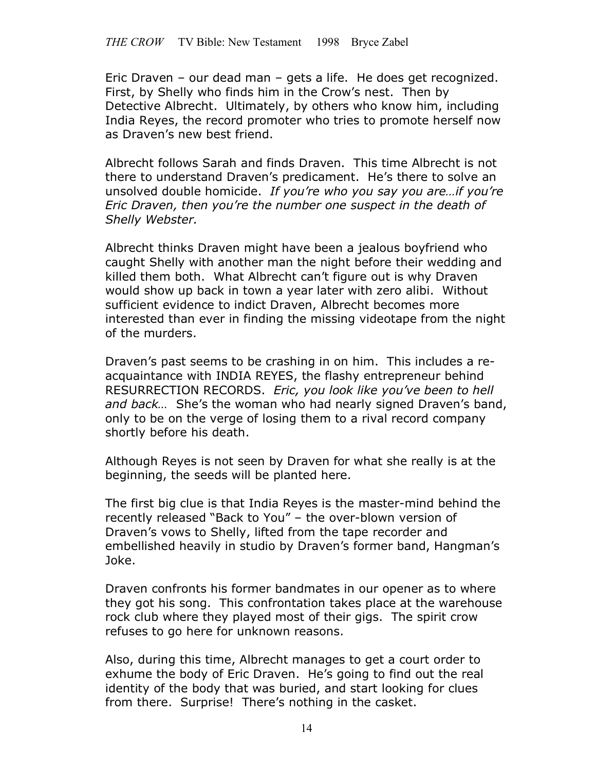Eric Draven – our dead man – gets a life. He does get recognized. First, by Shelly who finds him in the Crow's nest. Then by Detective Albrecht. Ultimately, by others who know him, including India Reyes, the record promoter who tries to promote herself now as Draven's new best friend.

Albrecht follows Sarah and finds Draven. This time Albrecht is not there to understand Draven's predicament. He's there to solve an unsolved double homicide. *If you're who you say you are…if you're Eric Draven, then you're the number one suspect in the death of Shelly Webster.*

Albrecht thinks Draven might have been a jealous boyfriend who caught Shelly with another man the night before their wedding and killed them both. What Albrecht can't figure out is why Draven would show up back in town a year later with zero alibi. Without sufficient evidence to indict Draven, Albrecht becomes more interested than ever in finding the missing videotape from the night of the murders.

Draven's past seems to be crashing in on him. This includes a re-acquaintance with INDIA REYES, the flashy entrepreneur behind RESURRECTION RECORDS. *Eric, you look like you've been to hell and back…* She's the woman who had nearly signed Draven's band, only to be on the verge of losing them to a rival record company shortly before his death.

Although Reyes is not seen by Draven for what she really is at the beginning, the seeds will be planted here.

The first big clue is that India Reyes is the master-mind behind the recently released "Back to You" – the over-blown version of Draven's vows to Shelly, lifted from the tape recorder and embellished heavily in studio by Draven's former band, Hangman's Joke.

Draven confronts his former bandmates in our opener as to where they got his song. This confrontation takes place at the warehouse rock club where they played most of their gigs. The spirit crow refuses to go here for unknown reasons.

Also, during this time, Albrecht manages to get a court order to exhume the body of Eric Draven. He's going to find out the real identity of the body that was buried, and start looking for clues from there. Surprise! There's nothing in the casket.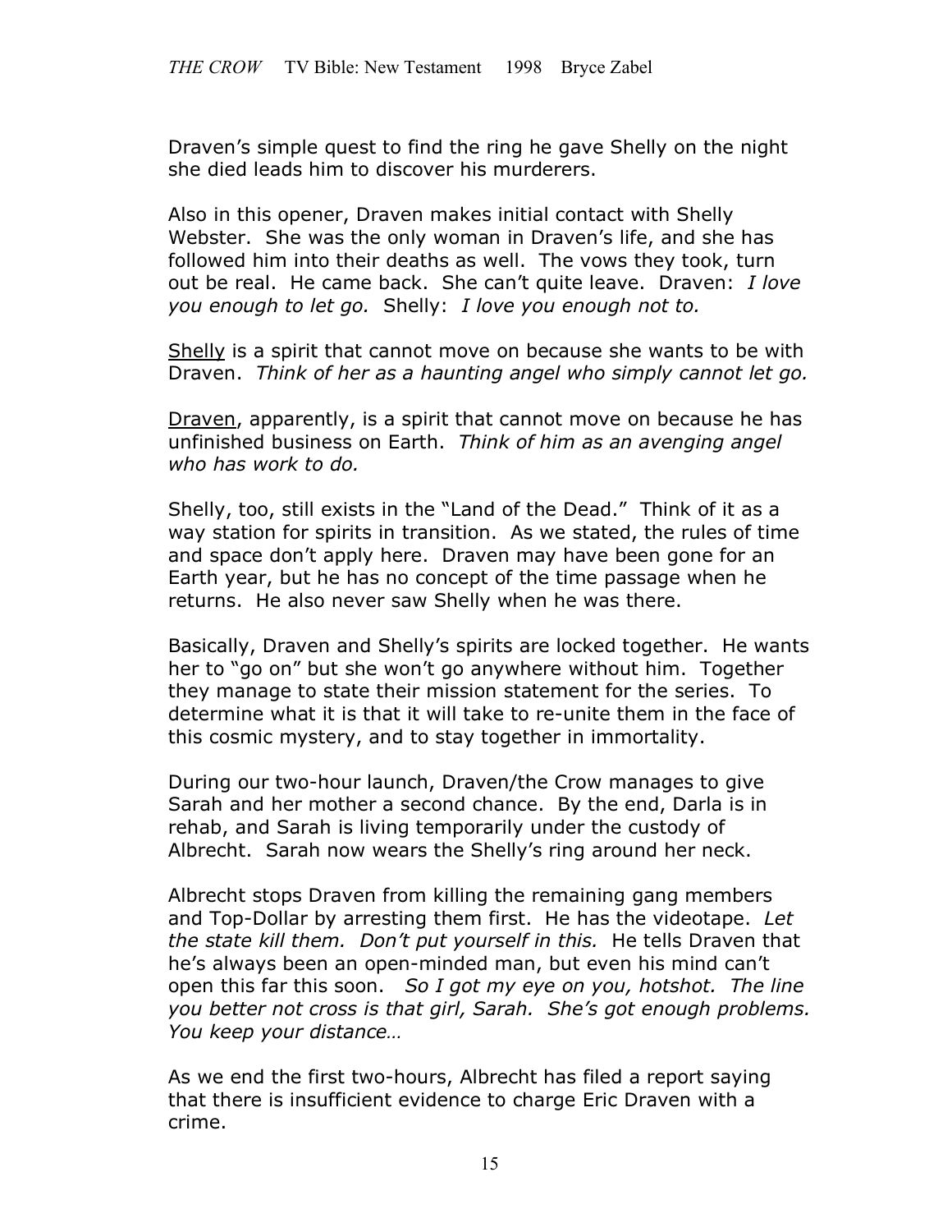Draven's simple quest to find the ring he gave Shelly on the night she died leads him to discover his murderers.

Also in this opener, Draven makes initial contact with Shelly Webster. She was the only woman in Draven's life, and she has followed him into their deaths as well. The vows they took, turn out be real. He came back. She can't quite leave. Draven: *I love you enough to let go.* Shelly: *I love you enough not to.*

Shelly is a spirit that cannot move on because she wants to be with Draven. *Think of her as a haunting angel who simply cannot let go.*

Draven, apparently, is a spirit that cannot move on because he has unfinished business on Earth. *Think of him as an avenging angel who has work to do.*

Shelly, too, still exists in the "Land of the Dead." Think of it as a way station for spirits in transition. As we stated, the rules of time and space don't apply here. Draven may have been gone for an Earth year, but he has no concept of the time passage when he returns. He also never saw Shelly when he was there.

Basically, Draven and Shelly's spirits are locked together. He wants her to "go on" but she won't go anywhere without him. Together they manage to state their mission statement for the series. To determine what it is that it will take to re-unite them in the face of this cosmic mystery, and to stay together in immortality.

During our two-hour launch, Draven/the Crow manages to give Sarah and her mother a second chance. By the end, Darla is in rehab, and Sarah is living temporarily under the custody of Albrecht. Sarah now wears the Shelly's ring around her neck.

Albrecht stops Draven from killing the remaining gang members and Top-Dollar by arresting them first. He has the videotape. *Let the state kill them. Don't put yourself in this.* He tells Draven that he's always been an open-minded man, but even his mind can't open this far this soon. *So I got my eye on you, hotshot. The line you better not cross is that girl, Sarah. She's got enough problems. You keep your distance…*

As we end the first two-hours, Albrecht has filed a report saying that there is insufficient evidence to charge Eric Draven with a crime.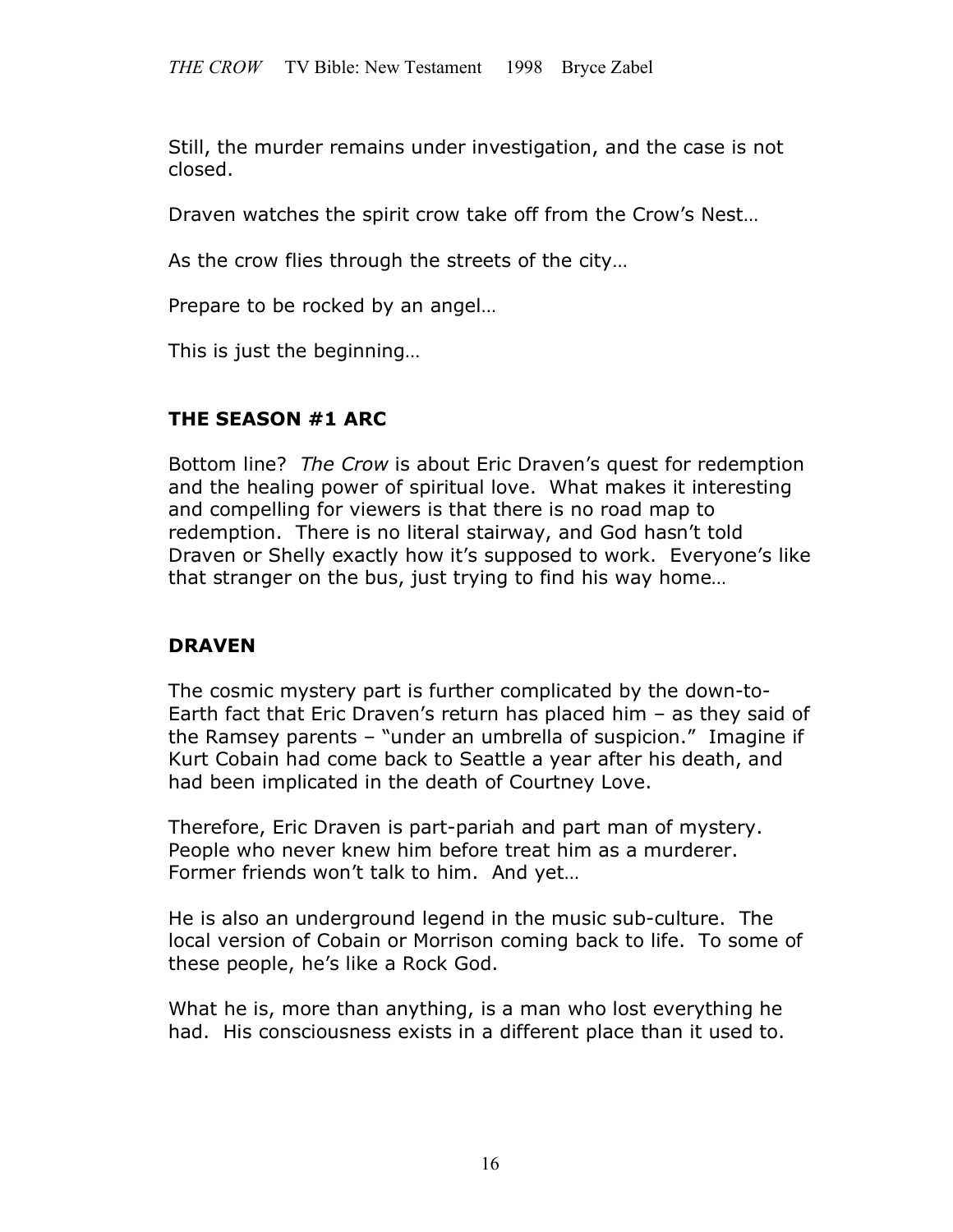Still, the murder remains under investigation, and the case is not closed.

Draven watches the spirit crow take off from the Crow's Nest…

As the crow flies through the streets of the city…

Prepare to be rocked by an angel…

This is just the beginning…

## THE SEASON #1 ARC

Bottom line? *The Crow* is about Eric Draven's quest for redemption and the healing power of spiritual love. What makes it interesting and compelling for viewers is that there is no road map to redemption. There is no literal stairway, and God hasn't told Draven or Shelly exactly how it's supposed to work. Everyone's like that stranger on the bus, just trying to find his way home…

## DRAVEN

The cosmic mystery part is further complicated by the down-to-Earth fact that Eric Draven's return has placed him – as they said of the Ramsey parents – "under an umbrella of suspicion." Imagine if Kurt Cobain had come back to Seattle a year after his death, and had been implicated in the death of Courtney Love.

Therefore, Eric Draven is part-pariah and part man of mystery. People who never knew him before treat him as a murderer. Former friends won't talk to him. And yet…

He is also an underground legend in the music sub-culture. The local version of Cobain or Morrison coming back to life. To some of these people, he's like a Rock God.

What he is, more than anything, is a man who lost everything he had. His consciousness exists in a different place than it used to.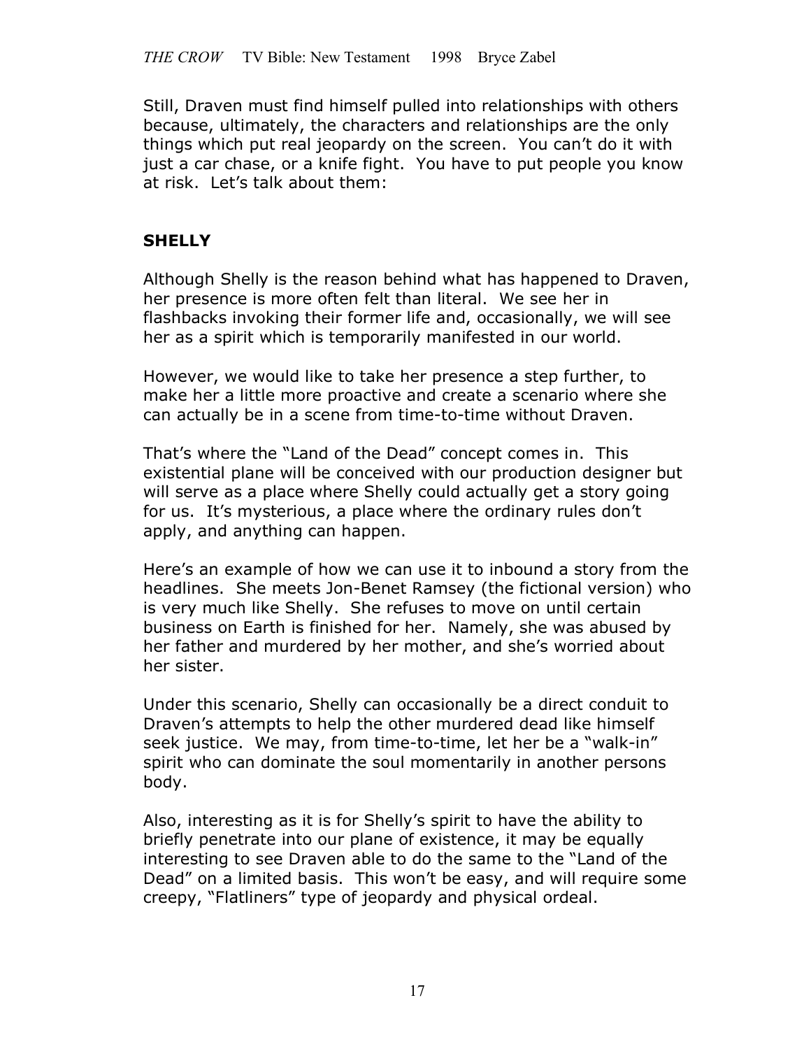Still, Draven must find himself pulled into relationships with others because, ultimately, the characters and relationships are the only things which put real jeopardy on the screen. You can't do it with just a car chase, or a knife fight. You have to put people you know at risk. Let's talk about them:

## SHELLY

Although Shelly is the reason behind what has happened to Draven, her presence is more often felt than literal. We see her in flashbacks invoking their former life and, occasionally, we will see her as a spirit which is temporarily manifested in our world.

However, we would like to take her presence a step further, to make her a little more proactive and create a scenario where she can actually be in a scene from time-to-time without Draven.

That's where the "Land of the Dead" concept comes in. This existential plane will be conceived with our production designer but will serve as a place where Shelly could actually get a story going for us. It's mysterious, a place where the ordinary rules don't apply, and anything can happen.

Here's an example of how we can use it to inbound a story from the headlines. She meets Jon-Benet Ramsey (the fictional version) who is very much like Shelly. She refuses to move on until certain business on Earth is finished for her. Namely, she was abused by her father and murdered by her mother, and she's worried about her sister.

Under this scenario, Shelly can occasionally be a direct conduit to Draven's attempts to help the other murdered dead like himself seek justice. We may, from time-to-time, let her be a "walk-in" spirit who can dominate the soul momentarily in another persons body.

Also, interesting as it is for Shelly's spirit to have the ability to briefly penetrate into our plane of existence, it may be equally interesting to see Draven able to do the same to the "Land of the Dead" on a limited basis. This won't be easy, and will require some creepy, "Flatliners" type of jeopardy and physical ordeal.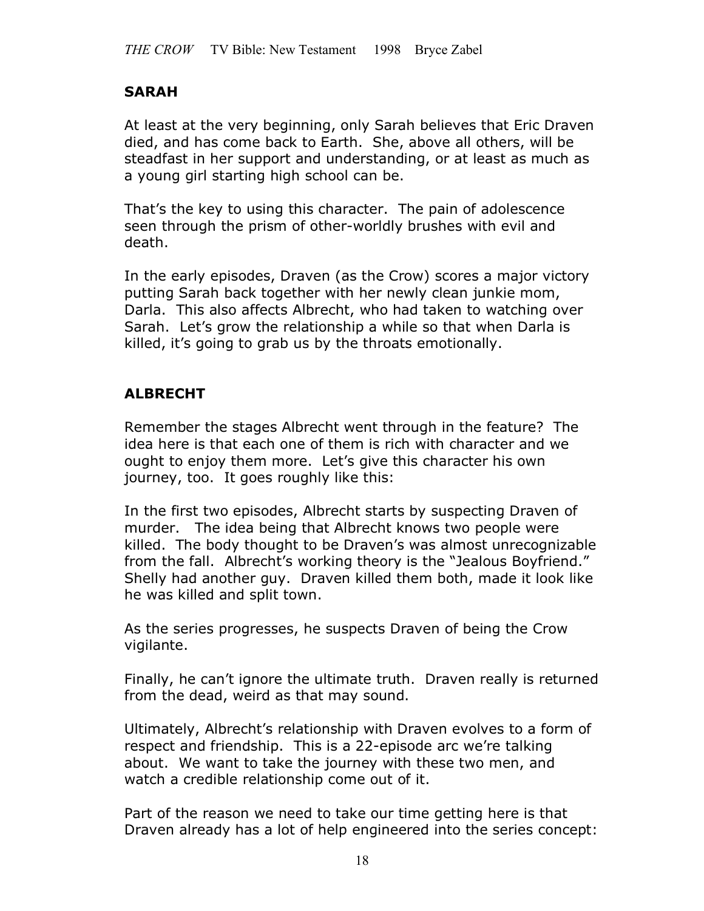## SARAH

At least at the very beginning, only Sarah believes that Eric Draven died, and has come back to Earth. She, above all others, will be steadfast in her support and understanding, or at least as much as a young girl starting high school can be.

That's the key to using this character. The pain of adolescence seen through the prism of other-worldly brushes with evil and death.

In the early episodes, Draven (as the Crow) scores a major victory putting Sarah back together with her newly clean junkie mom, Darla. This also affects Albrecht, who had taken to watching over Sarah. Let's grow the relationship a while so that when Darla is killed, it's going to grab us by the throats emotionally.

## ALBRECHT

Remember the stages Albrecht went through in the feature? The idea here is that each one of them is rich with character and we ought to enjoy them more. Let's give this character his own journey, too. It goes roughly like this:

In the first two episodes, Albrecht starts by suspecting Draven of murder. The idea being that Albrecht knows two people were killed. The body thought to be Draven's was almost unrecognizable from the fall. Albrecht's working theory is the "Jealous Boyfriend." Shelly had another guy. Draven killed them both, made it look like he was killed and split town.

As the series progresses, he suspects Draven of being the Crow vigilante.

Finally, he can't ignore the ultimate truth. Draven really is returned from the dead, weird as that may sound.

Ultimately, Albrecht's relationship with Draven evolves to a form of respect and friendship. This is a 22-episode arc we're talking about. We want to take the journey with these two men, and watch a credible relationship come out of it.

Part of the reason we need to take our time getting here is that Draven already has a lot of help engineered into the series concept: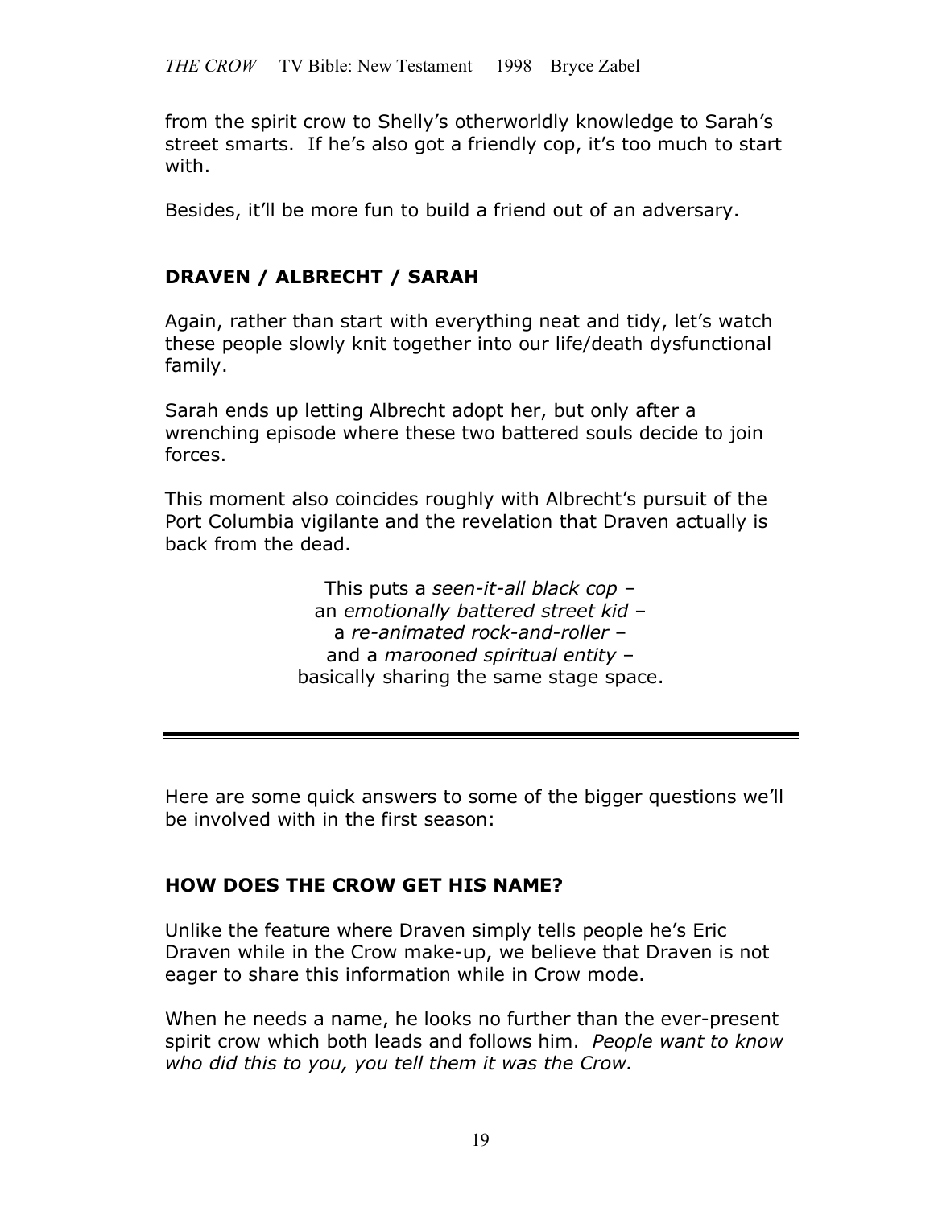from the spirit crow to Shelly's otherworldly knowledge to Sarah's street smarts. If he's also got a friendly cop, it's too much to start with.

Besides, it'll be more fun to build a friend out of an adversary.

### DRAVEN / ALBRECHT / SARAH

Again, rather than start with everything neat and tidy, let's watch these people slowly knit together into our life/death dysfunctional family.

Sarah ends up letting Albrecht adopt her, but only after a wrenching episode where these two battered souls decide to join forces.

This moment also coincides roughly with Albrecht's pursuit of the Port Columbia vigilante and the revelation that Draven actually is back from the dead.

This puts a *seen-it-all black cop* –
an *emotionally battered street kid* –
a *re-animated rock-and-roller* –
and a *marooned spiritual entity* –
basically sharing the same stage space.

---

Here are some quick answers to some of the bigger questions we'll be involved with in the first season:

### HOW DOES THE CROW GET HIS NAME?

Unlike the feature where Draven simply tells people he's Eric Draven while in the Crow make-up, we believe that Draven is not eager to share this information while in Crow mode.

When he needs a name, he looks no further than the ever-present spirit crow which both leads and follows him. *People want to know who did this to you, you tell them it was the Crow.*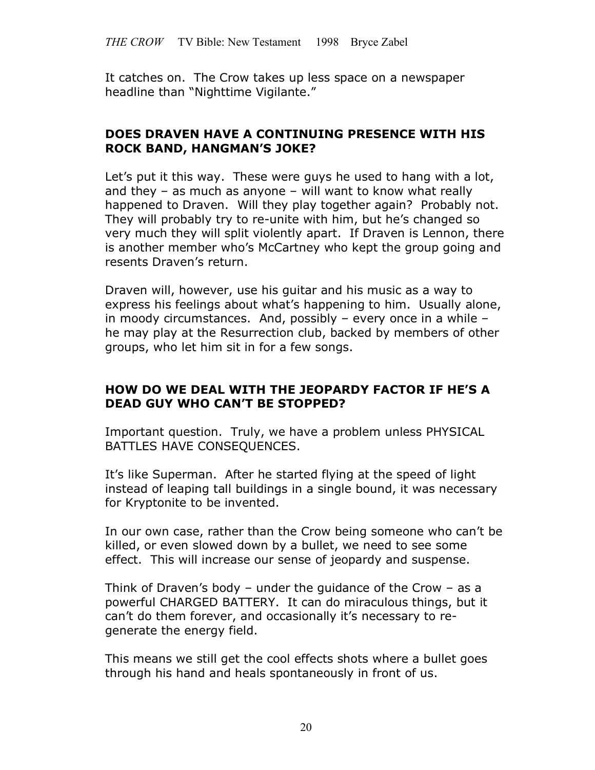It catches on. The Crow takes up less space on a newspaper headline than "Nighttime Vigilante."

## DOES DRAVEN HAVE A CONTINUING PRESENCE WITH HIS ROCK BAND, HANGMAN'S JOKE?

Let's put it this way. These were guys he used to hang with a lot, and they – as much as anyone – will want to know what really happened to Draven. Will they play together again? Probably not. They will probably try to re-unite with him, but he's changed so very much they will split violently apart. If Draven is Lennon, there is another member who's McCartney who kept the group going and resents Draven's return.

Draven will, however, use his guitar and his music as a way to express his feelings about what's happening to him. Usually alone, in moody circumstances. And, possibly – every once in a while – he may play at the Resurrection club, backed by members of other groups, who let him sit in for a few songs.

## HOW DO WE DEAL WITH THE JEOPARDY FACTOR IF HE'S A DEAD GUY WHO CAN'T BE STOPPED?

Important question. Truly, we have a problem unless PHYSICAL BATTLES HAVE CONSEQUENCES.

It's like Superman. After he started flying at the speed of light instead of leaping tall buildings in a single bound, it was necessary for Kryptonite to be invented.

In our own case, rather than the Crow being someone who can't be killed, or even slowed down by a bullet, we need to see some effect. This will increase our sense of jeopardy and suspense.

Think of Draven's body – under the guidance of the Crow – as a powerful CHARGED BATTERY. It can do miraculous things, but it can't do them forever, and occasionally it's necessary to re-generate the energy field.

This means we still get the cool effects shots where a bullet goes through his hand and heals spontaneously in front of us.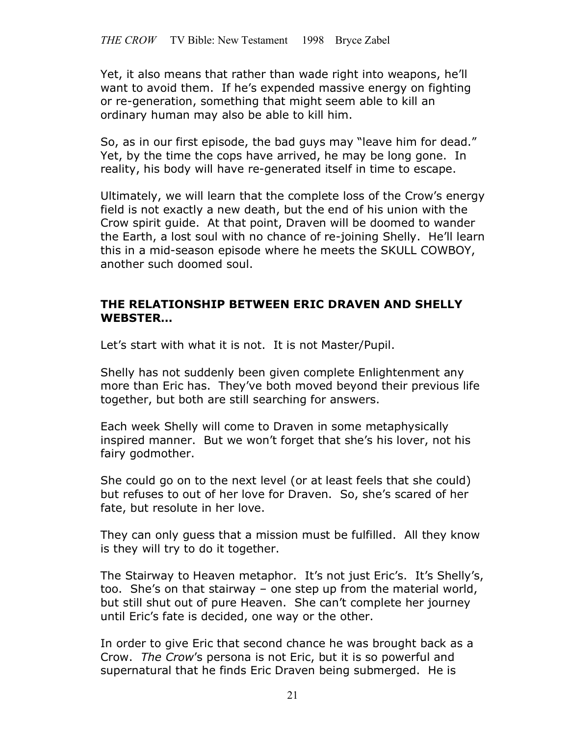Yet, it also means that rather than wade right into weapons, he'll want to avoid them. If he's expended massive energy on fighting or re-generation, something that might seem able to kill an ordinary human may also be able to kill him.

So, as in our first episode, the bad guys may "leave him for dead." Yet, by the time the cops have arrived, he may be long gone. In reality, his body will have re-generated itself in time to escape.

Ultimately, we will learn that the complete loss of the Crow's energy field is not exactly a new death, but the end of his union with the Crow spirit guide. At that point, Draven will be doomed to wander the Earth, a lost soul with no chance of re-joining Shelly. He'll learn this in a mid-season episode where he meets the SKULL COWBOY, another such doomed soul.

**THE RELATIONSHIP BETWEEN ERIC DRAVEN AND SHELLY WEBSTER…**

Let's start with what it is not. It is not Master/Pupil.

Shelly has not suddenly been given complete Enlightenment any more than Eric has. They've both moved beyond their previous life together, but both are still searching for answers.

Each week Shelly will come to Draven in some metaphysically inspired manner. But we won't forget that she's his lover, not his fairy godmother.

She could go on to the next level (or at least feels that she could) but refuses to out of her love for Draven. So, she's scared of her fate, but resolute in her love.

They can only guess that a mission must be fulfilled. All they know is they will try to do it together.

The Stairway to Heaven metaphor. It's not just Eric's. It's Shelly's, too. She's on that stairway – one step up from the material world, but still shut out of pure Heaven. She can't complete her journey until Eric's fate is decided, one way or the other.

In order to give Eric that second chance he was brought back as a Crow. *The Crow*'s persona is not Eric, but it is so powerful and supernatural that he finds Eric Draven being submerged. He is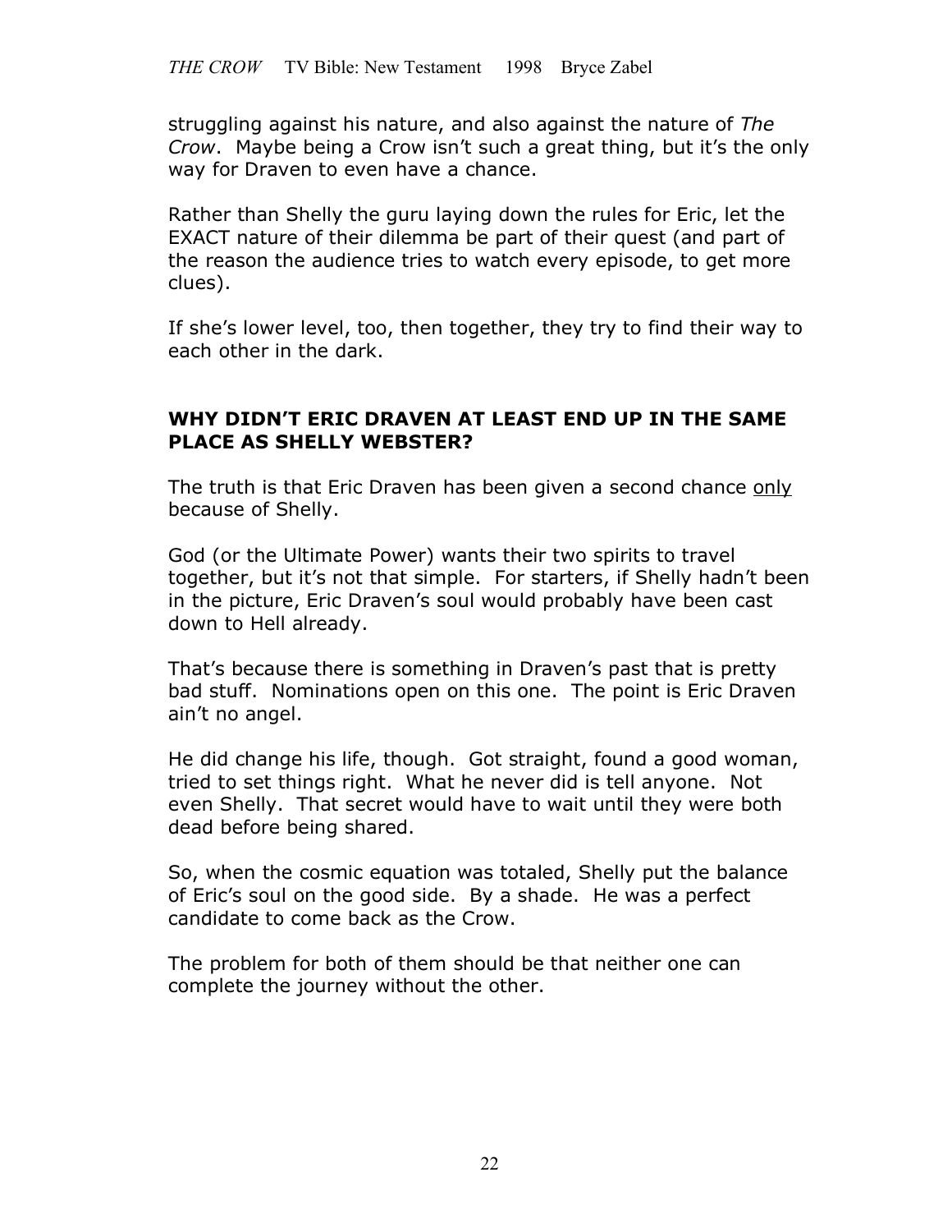struggling against his nature, and also against the nature of *The Crow*. Maybe being a Crow isn't such a great thing, but it's the only way for Draven to even have a chance.

Rather than Shelly the guru laying down the rules for Eric, let the EXACT nature of their dilemma be part of their quest (and part of the reason the audience tries to watch every episode, to get more clues).

If she's lower level, too, then together, they try to find their way to each other in the dark.

## WHY DIDN'T ERIC DRAVEN AT LEAST END UP IN THE SAME PLACE AS SHELLY WEBSTER?

The truth is that Eric Draven has been given a second chance <u>only</u> because of Shelly.

God (or the Ultimate Power) wants their two spirits to travel together, but it's not that simple. For starters, if Shelly hadn't been in the picture, Eric Draven's soul would probably have been cast down to Hell already.

That's because there is something in Draven's past that is pretty bad stuff. Nominations open on this one. The point is Eric Draven ain't no angel.

He did change his life, though. Got straight, found a good woman, tried to set things right. What he never did is tell anyone. Not even Shelly. That secret would have to wait until they were both dead before being shared.

So, when the cosmic equation was totaled, Shelly put the balance of Eric's soul on the good side. By a shade. He was a perfect candidate to come back as the Crow.

The problem for both of them should be that neither one can complete the journey without the other.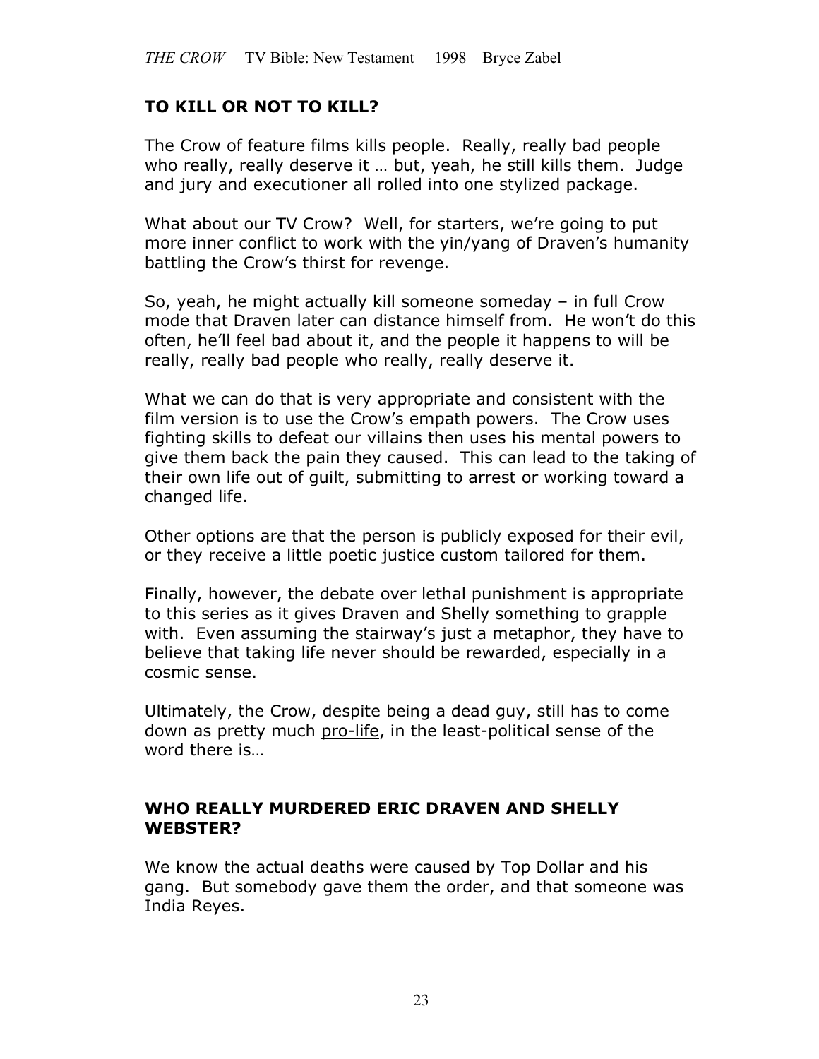## TO KILL OR NOT TO KILL?

The Crow of feature films kills people. Really, really bad people who really, really deserve it … but, yeah, he still kills them. Judge and jury and executioner all rolled into one stylized package.

What about our TV Crow? Well, for starters, we're going to put more inner conflict to work with the yin/yang of Draven's humanity battling the Crow's thirst for revenge.

So, yeah, he might actually kill someone someday – in full Crow mode that Draven later can distance himself from. He won't do this often, he'll feel bad about it, and the people it happens to will be really, really bad people who really, really deserve it.

What we can do that is very appropriate and consistent with the film version is to use the Crow's empath powers. The Crow uses fighting skills to defeat our villains then uses his mental powers to give them back the pain they caused. This can lead to the taking of their own life out of guilt, submitting to arrest or working toward a changed life.

Other options are that the person is publicly exposed for their evil, or they receive a little poetic justice custom tailored for them.

Finally, however, the debate over lethal punishment is appropriate to this series as it gives Draven and Shelly something to grapple with. Even assuming the stairway's just a metaphor, they have to believe that taking life never should be rewarded, especially in a cosmic sense.

Ultimately, the Crow, despite being a dead guy, still has to come down as pretty much <u>pro-life</u>, in the least-political sense of the word there is…

## WHO REALLY MURDERED ERIC DRAVEN AND SHELLY WEBSTER?

We know the actual deaths were caused by Top Dollar and his gang. But somebody gave them the order, and that someone was India Reyes.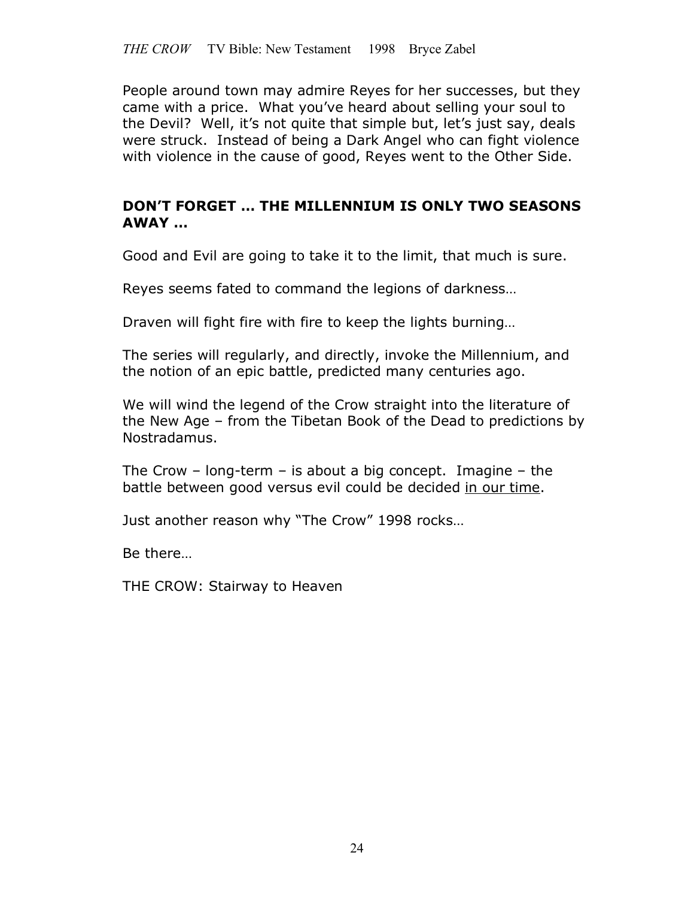People around town may admire Reyes for her successes, but they came with a price. What you've heard about selling your soul to the Devil? Well, it's not quite that simple but, let's just say, deals were struck. Instead of being a Dark Angel who can fight violence with violence in the cause of good, Reyes went to the Other Side.

## DON'T FORGET … THE MILLENNIUM IS ONLY TWO SEASONS AWAY …

Good and Evil are going to take it to the limit, that much is sure.

Reyes seems fated to command the legions of darkness…

Draven will fight fire with fire to keep the lights burning…

The series will regularly, and directly, invoke the Millennium, and the notion of an epic battle, predicted many centuries ago.

We will wind the legend of the Crow straight into the literature of the New Age – from the Tibetan Book of the Dead to predictions by Nostradamus.

The Crow – long-term – is about a big concept. Imagine – the battle between good versus evil could be decided <u>in our time</u>.

Just another reason why "The Crow" 1998 rocks…

Be there…

THE CROW: Stairway to Heaven